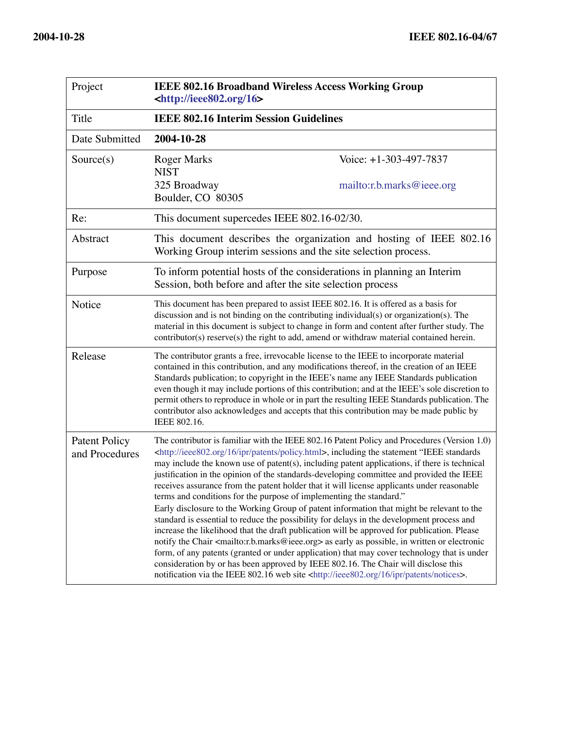| Project | **IEEE 802.16 Broadband Wireless Access Working Group <http://ieee802.org/16>** | |
|---|---|---|
| Title | **IEEE 802.16 Interim Session Guidelines** | |
| Date Submitted | **2004-10-28** | |
| Source(s) | Roger Marks<br>NIST<br>325 Broadway<br>Boulder, CO 80305 | Voice: +1-303-497-7837<br><br>mailto:r.b.marks@ieee.org |
| Re: | This document supercedes IEEE 802.16-02/30. | |
| Abstract | This document describes the organization and hosting of IEEE 802.16 Working Group interim sessions and the site selection process. | |
| Purpose | To inform potential hosts of the considerations in planning an Interim Session, both before and after the site selection process | |
| Notice | This document has been prepared to assist IEEE 802.16. It is offered as a basis for discussion and is not binding on the contributing individual(s) or organization(s). The material in this document is subject to change in form and content after further study. The contributor(s) reserve(s) the right to add, amend or withdraw material contained herein. | |
| Release | The contributor grants a free, irrevocable license to the IEEE to incorporate material contained in this contribution, and any modifications thereof, in the creation of an IEEE Standards publication; to copyright in the IEEE's name any IEEE Standards publication even though it may include portions of this contribution; and at the IEEE's sole discretion to permit others to reproduce in whole or in part the resulting IEEE Standards publication. The contributor also acknowledges and accepts that this contribution may be made public by IEEE 802.16. | |
| Patent Policy and Procedures | The contributor is familiar with the IEEE 802.16 Patent Policy and Procedures (Version 1.0) <http://ieee802.org/16/ipr/patents/policy.html>, including the statement "IEEE standards may include the known use of patent(s), including patent applications, if there is technical justification in the opinion of the standards-developing committee and provided the IEEE receives assurance from the patent holder that it will license applicants under reasonable terms and conditions for the purpose of implementing the standard."<br>Early disclosure to the Working Group of patent information that might be relevant to the standard is essential to reduce the possibility for delays in the development process and increase the likelihood that the draft publication will be approved for publication. Please notify the Chair <mailto:r.b.marks@ieee.org> as early as possible, in written or electronic form, of any patents (granted or under application) that may cover technology that is under consideration by or has been approved by IEEE 802.16. The Chair will disclose this notification via the IEEE 802.16 web site <http://ieee802.org/16/ipr/patents/notices>. | |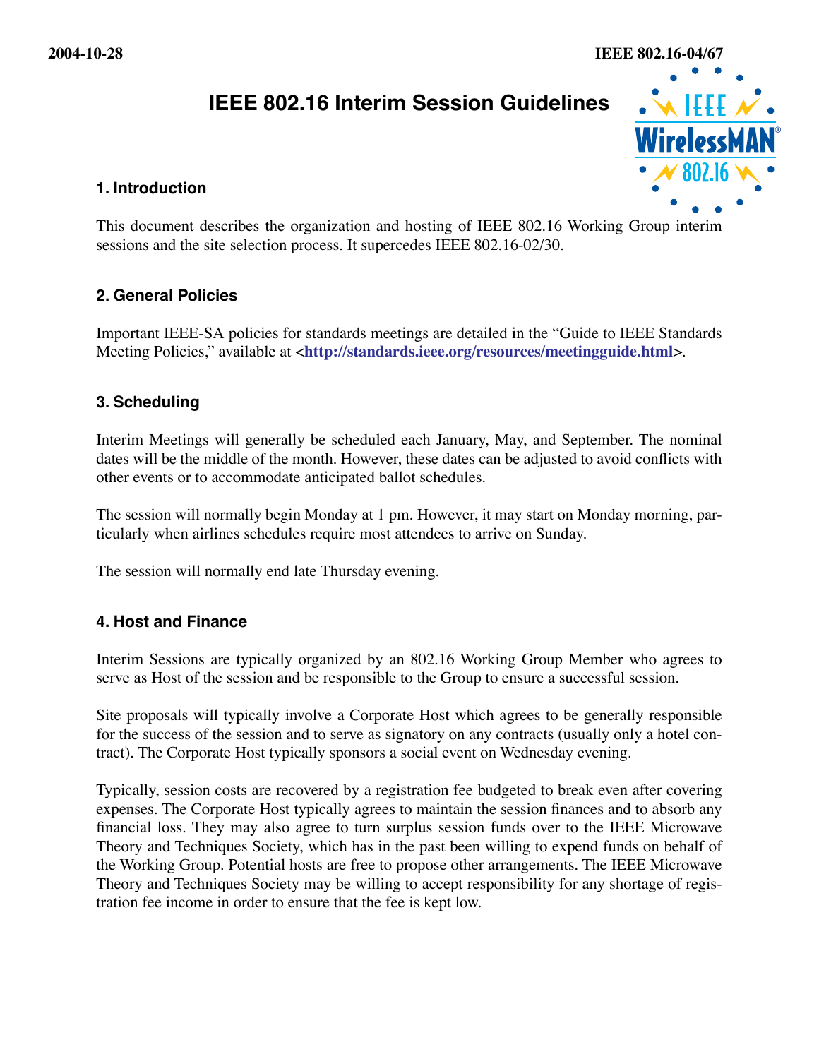# IEEE 802.16 Interim Session Guidelines

## 1. Introduction

This document describes the organization and hosting of IEEE 802.16 Working Group interim sessions and the site selection process. It supercedes IEEE 802.16-02/30.

## 2. General Policies

Important IEEE-SA policies for standards meetings are detailed in the "Guide to IEEE Standards Meeting Policies," available at <**http://standards.ieee.org/resources/meetingguide.html**>.

## 3. Scheduling

Interim Meetings will generally be scheduled each January, May, and September. The nominal dates will be the middle of the month. However, these dates can be adjusted to avoid conflicts with other events or to accommodate anticipated ballot schedules.

The session will normally begin Monday at 1 pm. However, it may start on Monday morning, particularly when airlines schedules require most attendees to arrive on Sunday.

The session will normally end late Thursday evening.

## 4. Host and Finance

Interim Sessions are typically organized by an 802.16 Working Group Member who agrees to serve as Host of the session and be responsible to the Group to ensure a successful session.

Site proposals will typically involve a Corporate Host which agrees to be generally responsible for the success of the session and to serve as signatory on any contracts (usually only a hotel contract). The Corporate Host typically sponsors a social event on Wednesday evening.

Typically, session costs are recovered by a registration fee budgeted to break even after covering expenses. The Corporate Host typically agrees to maintain the session finances and to absorb any financial loss. They may also agree to turn surplus session funds over to the IEEE Microwave Theory and Techniques Society, which has in the past been willing to expend funds on behalf of the Working Group. Potential hosts are free to propose other arrangements. The IEEE Microwave Theory and Techniques Society may be willing to accept responsibility for any shortage of registration fee income in order to ensure that the fee is kept low.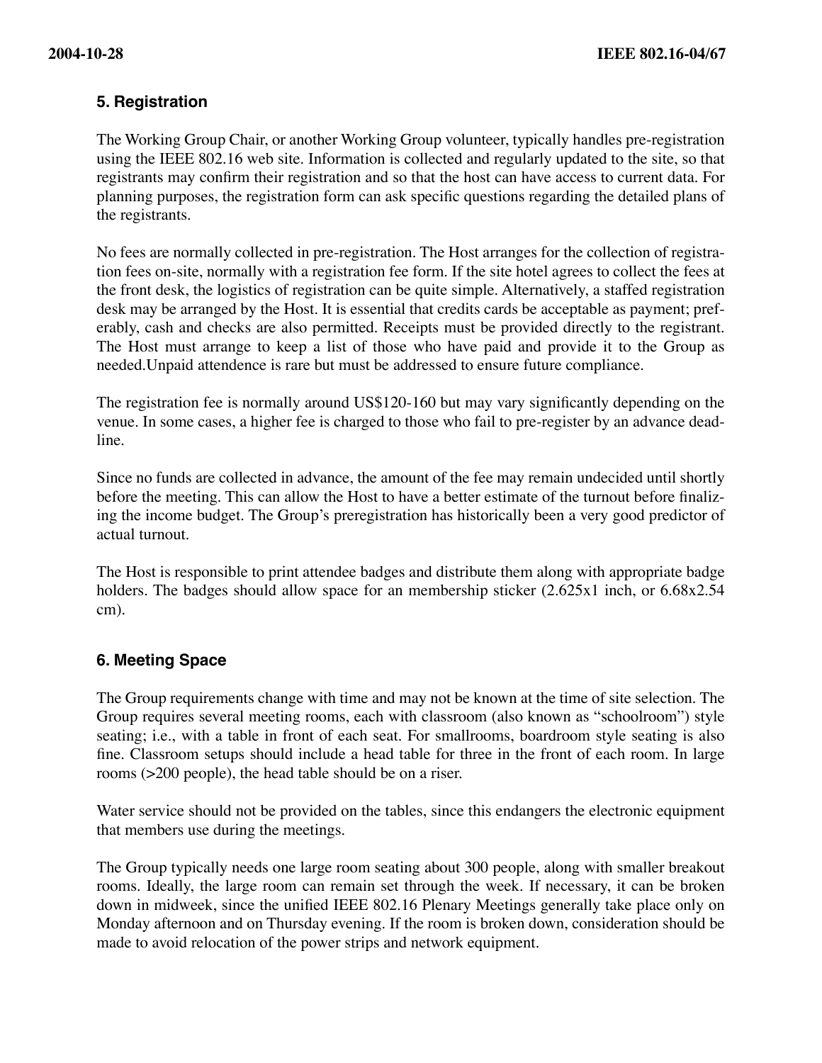## 5. Registration

The Working Group Chair, or another Working Group volunteer, typically handles pre-registration using the IEEE 802.16 web site. Information is collected and regularly updated to the site, so that registrants may confirm their registration and so that the host can have access to current data. For planning purposes, the registration form can ask specific questions regarding the detailed plans of the registrants.

No fees are normally collected in pre-registration. The Host arranges for the collection of registration fees on-site, normally with a registration fee form. If the site hotel agrees to collect the fees at the front desk, the logistics of registration can be quite simple. Alternatively, a staffed registration desk may be arranged by the Host. It is essential that credits cards be acceptable as payment; preferably, cash and checks are also permitted. Receipts must be provided directly to the registrant. The Host must arrange to keep a list of those who have paid and provide it to the Group as needed.Unpaid attendence is rare but must be addressed to ensure future compliance.

The registration fee is normally around US$120-160 but may vary significantly depending on the venue. In some cases, a higher fee is charged to those who fail to pre-register by an advance deadline.

Since no funds are collected in advance, the amount of the fee may remain undecided until shortly before the meeting. This can allow the Host to have a better estimate of the turnout before finalizing the income budget. The Group's preregistration has historically been a very good predictor of actual turnout.

The Host is responsible to print attendee badges and distribute them along with appropriate badge holders. The badges should allow space for an membership sticker (2.625x1 inch, or 6.68x2.54 cm).

## 6. Meeting Space

The Group requirements change with time and may not be known at the time of site selection. The Group requires several meeting rooms, each with classroom (also known as "schoolroom") style seating; i.e., with a table in front of each seat. For smallrooms, boardroom style seating is also fine. Classroom setups should include a head table for three in the front of each room. In large rooms (>200 people), the head table should be on a riser.

Water service should not be provided on the tables, since this endangers the electronic equipment that members use during the meetings.

The Group typically needs one large room seating about 300 people, along with smaller breakout rooms. Ideally, the large room can remain set through the week. If necessary, it can be broken down in midweek, since the unified IEEE 802.16 Plenary Meetings generally take place only on Monday afternoon and on Thursday evening. If the room is broken down, consideration should be made to avoid relocation of the power strips and network equipment.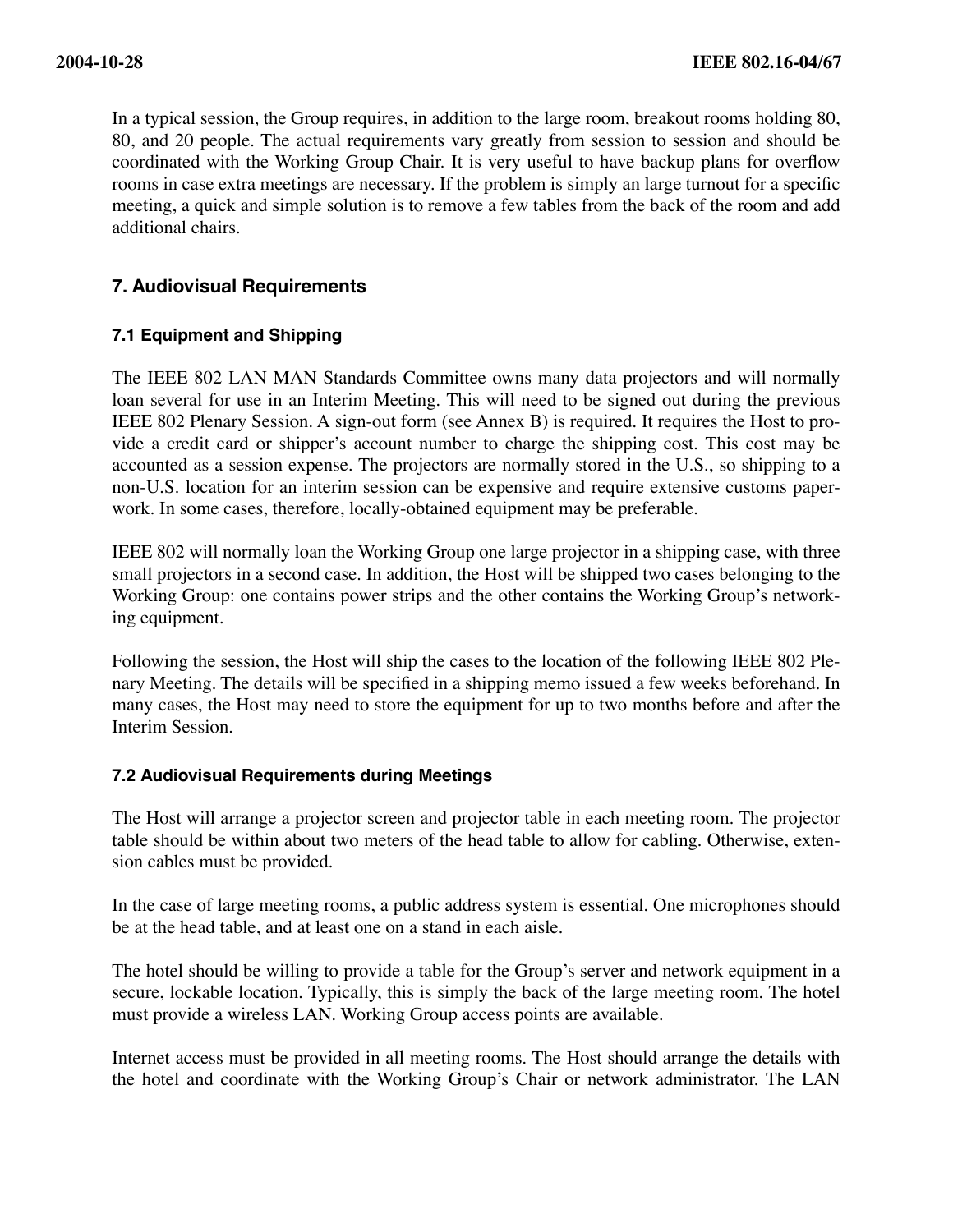In a typical session, the Group requires, in addition to the large room, breakout rooms holding 80, 80, and 20 people. The actual requirements vary greatly from session to session and should be coordinated with the Working Group Chair. It is very useful to have backup plans for overflow rooms in case extra meetings are necessary. If the problem is simply an large turnout for a specific meeting, a quick and simple solution is to remove a few tables from the back of the room and add additional chairs.

## 7. Audiovisual Requirements

### 7.1 Equipment and Shipping

The IEEE 802 LAN MAN Standards Committee owns many data projectors and will normally loan several for use in an Interim Meeting. This will need to be signed out during the previous IEEE 802 Plenary Session. A sign-out form (see Annex B) is required. It requires the Host to provide a credit card or shipper's account number to charge the shipping cost. This cost may be accounted as a session expense. The projectors are normally stored in the U.S., so shipping to a non-U.S. location for an interim session can be expensive and require extensive customs paperwork. In some cases, therefore, locally-obtained equipment may be preferable.

IEEE 802 will normally loan the Working Group one large projector in a shipping case, with three small projectors in a second case. In addition, the Host will be shipped two cases belonging to the Working Group: one contains power strips and the other contains the Working Group's networking equipment.

Following the session, the Host will ship the cases to the location of the following IEEE 802 Plenary Meeting. The details will be specified in a shipping memo issued a few weeks beforehand. In many cases, the Host may need to store the equipment for up to two months before and after the Interim Session.

### 7.2 Audiovisual Requirements during Meetings

The Host will arrange a projector screen and projector table in each meeting room. The projector table should be within about two meters of the head table to allow for cabling. Otherwise, extension cables must be provided.

In the case of large meeting rooms, a public address system is essential. One microphones should be at the head table, and at least one on a stand in each aisle.

The hotel should be willing to provide a table for the Group's server and network equipment in a secure, lockable location. Typically, this is simply the back of the large meeting room. The hotel must provide a wireless LAN. Working Group access points are available.

Internet access must be provided in all meeting rooms. The Host should arrange the details with the hotel and coordinate with the Working Group's Chair or network administrator. The LAN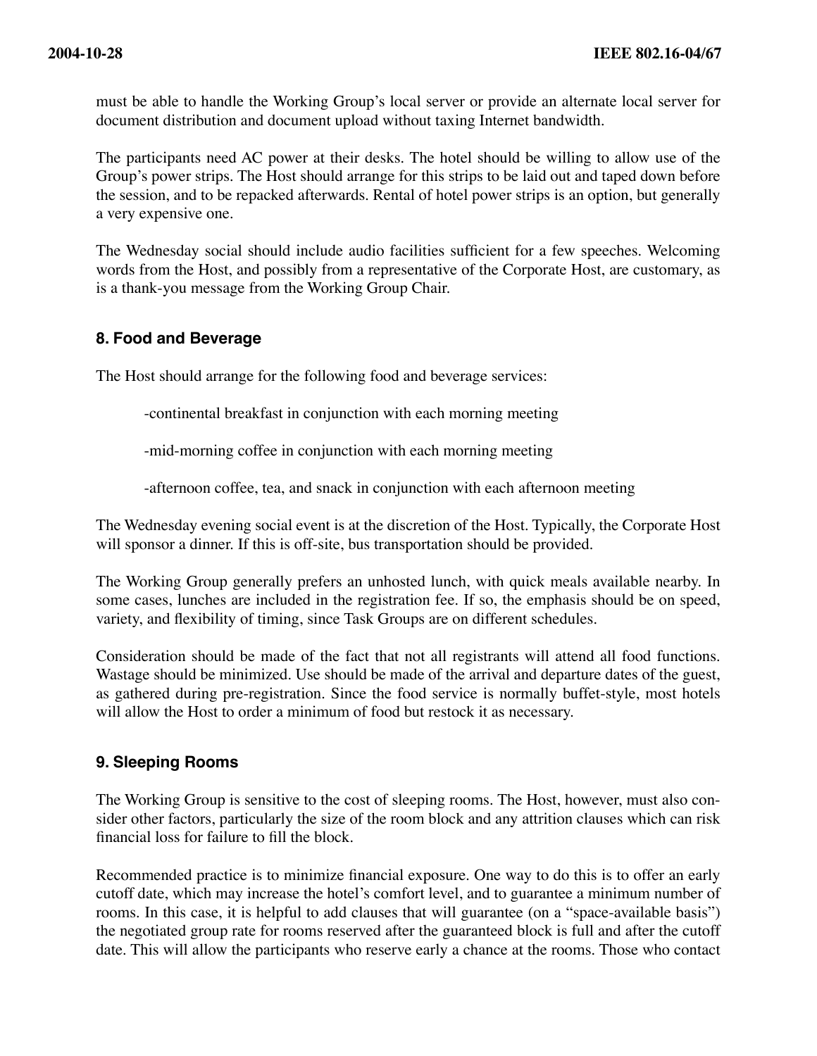must be able to handle the Working Group's local server or provide an alternate local server for document distribution and document upload without taxing Internet bandwidth.

The participants need AC power at their desks. The hotel should be willing to allow use of the Group's power strips. The Host should arrange for this strips to be laid out and taped down before the session, and to be repacked afterwards. Rental of hotel power strips is an option, but generally a very expensive one.

The Wednesday social should include audio facilities sufficient for a few speeches. Welcoming words from the Host, and possibly from a representative of the Corporate Host, are customary, as is a thank-you message from the Working Group Chair.

### 8. Food and Beverage

The Host should arrange for the following food and beverage services:

-continental breakfast in conjunction with each morning meeting

-mid-morning coffee in conjunction with each morning meeting

-afternoon coffee, tea, and snack in conjunction with each afternoon meeting

The Wednesday evening social event is at the discretion of the Host. Typically, the Corporate Host will sponsor a dinner. If this is off-site, bus transportation should be provided.

The Working Group generally prefers an unhosted lunch, with quick meals available nearby. In some cases, lunches are included in the registration fee. If so, the emphasis should be on speed, variety, and flexibility of timing, since Task Groups are on different schedules.

Consideration should be made of the fact that not all registrants will attend all food functions. Wastage should be minimized. Use should be made of the arrival and departure dates of the guest, as gathered during pre-registration. Since the food service is normally buffet-style, most hotels will allow the Host to order a minimum of food but restock it as necessary.

### 9. Sleeping Rooms

The Working Group is sensitive to the cost of sleeping rooms. The Host, however, must also consider other factors, particularly the size of the room block and any attrition clauses which can risk financial loss for failure to fill the block.

Recommended practice is to minimize financial exposure. One way to do this is to offer an early cutoff date, which may increase the hotel's comfort level, and to guarantee a minimum number of rooms. In this case, it is helpful to add clauses that will guarantee (on a "space-available basis") the negotiated group rate for rooms reserved after the guaranteed block is full and after the cutoff date. This will allow the participants who reserve early a chance at the rooms. Those who contact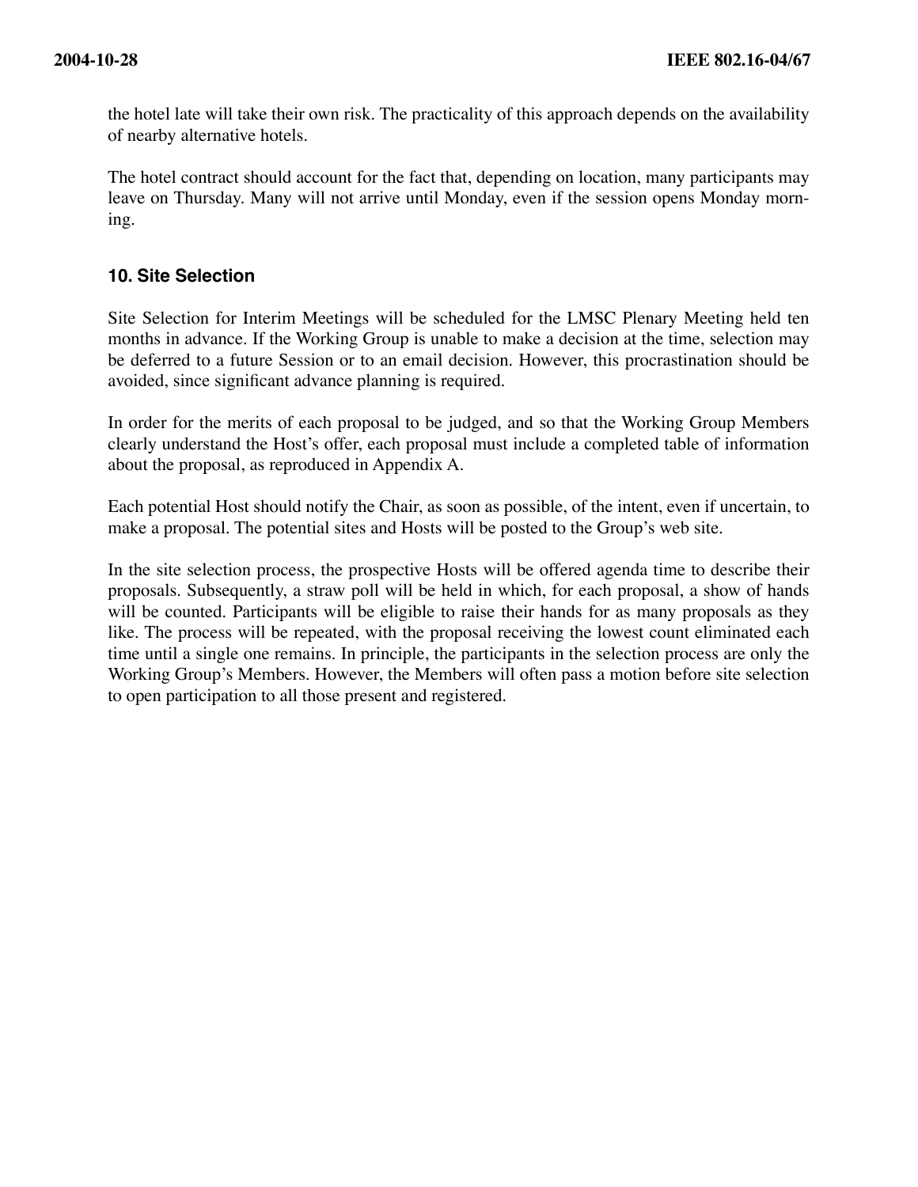the hotel late will take their own risk. The practicality of this approach depends on the availability of nearby alternative hotels.

The hotel contract should account for the fact that, depending on location, many participants may leave on Thursday. Many will not arrive until Monday, even if the session opens Monday morning.

## 10. Site Selection

Site Selection for Interim Meetings will be scheduled for the LMSC Plenary Meeting held ten months in advance. If the Working Group is unable to make a decision at the time, selection may be deferred to a future Session or to an email decision. However, this procrastination should be avoided, since significant advance planning is required.

In order for the merits of each proposal to be judged, and so that the Working Group Members clearly understand the Host's offer, each proposal must include a completed table of information about the proposal, as reproduced in Appendix A.

Each potential Host should notify the Chair, as soon as possible, of the intent, even if uncertain, to make a proposal. The potential sites and Hosts will be posted to the Group's web site.

In the site selection process, the prospective Hosts will be offered agenda time to describe their proposals. Subsequently, a straw poll will be held in which, for each proposal, a show of hands will be counted. Participants will be eligible to raise their hands for as many proposals as they like. The process will be repeated, with the proposal receiving the lowest count eliminated each time until a single one remains. In principle, the participants in the selection process are only the Working Group's Members. However, the Members will often pass a motion before site selection to open participation to all those present and registered.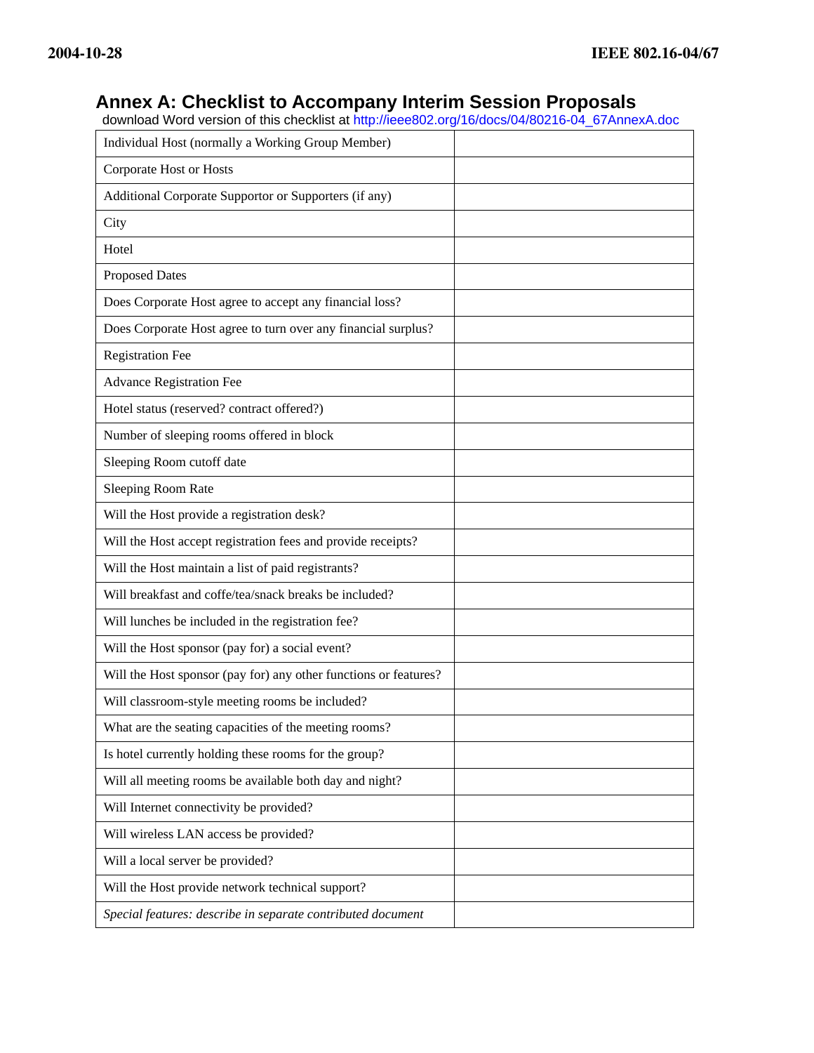# Annex A: Checklist to Accompany Interim Session Proposals

download Word version of this checklist at http://ieee802.org/16/docs/04/80216-04_67AnnexA.doc

| | |
|---|---|
| Individual Host (normally a Working Group Member) | |
| Corporate Host or Hosts | |
| Additional Corporate Supportor or Supporters (if any) | |
| City | |
| Hotel | |
| Proposed Dates | |
| Does Corporate Host agree to accept any financial loss? | |
| Does Corporate Host agree to turn over any financial surplus? | |
| Registration Fee | |
| Advance Registration Fee | |
| Hotel status (reserved? contract offered?) | |
| Number of sleeping rooms offered in block | |
| Sleeping Room cutoff date | |
| Sleeping Room Rate | |
| Will the Host provide a registration desk? | |
| Will the Host accept registration fees and provide receipts? | |
| Will the Host maintain a list of paid registrants? | |
| Will breakfast and coffe/tea/snack breaks be included? | |
| Will lunches be included in the registration fee? | |
| Will the Host sponsor (pay for) a social event? | |
| Will the Host sponsor (pay for) any other functions or features? | |
| Will classroom-style meeting rooms be included? | |
| What are the seating capacities of the meeting rooms? | |
| Is hotel currently holding these rooms for the group? | |
| Will all meeting rooms be available both day and night? | |
| Will Internet connectivity be provided? | |
| Will wireless LAN access be provided? | |
| Will a local server be provided? | |
| Will the Host provide network technical support? | |
| *Special features: describe in separate contributed document* | |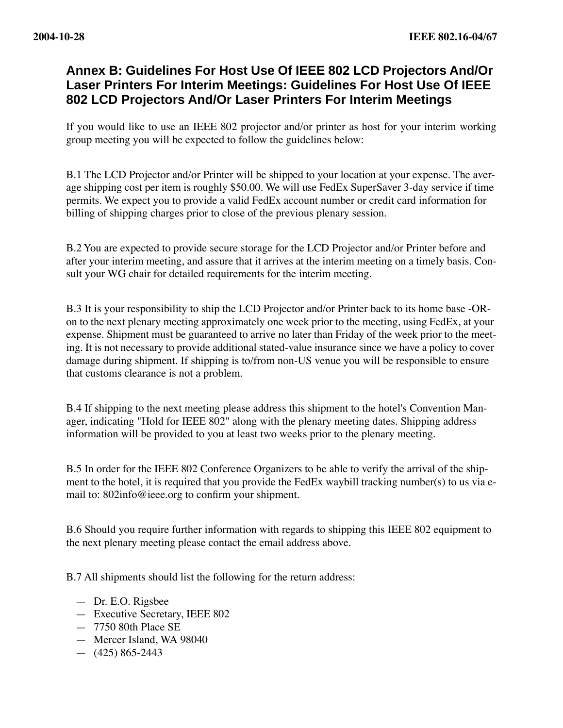## Annex B: Guidelines For Host Use Of IEEE 802 LCD Projectors And/Or Laser Printers For Interim Meetings: Guidelines For Host Use Of IEEE 802 LCD Projectors And/Or Laser Printers For Interim Meetings

If you would like to use an IEEE 802 projector and/or printer as host for your interim working group meeting you will be expected to follow the guidelines below:

B.1 The LCD Projector and/or Printer will be shipped to your location at your expense. The average shipping cost per item is roughly $50.00. We will use FedEx SuperSaver 3-day service if time permits. We expect you to provide a valid FedEx account number or credit card information for billing of shipping charges prior to close of the previous plenary session.

B.2 You are expected to provide secure storage for the LCD Projector and/or Printer before and after your interim meeting, and assure that it arrives at the interim meeting on a timely basis. Consult your WG chair for detailed requirements for the interim meeting.

B.3 It is your responsibility to ship the LCD Projector and/or Printer back to its home base -OR- on to the next plenary meeting approximately one week prior to the meeting, using FedEx, at your expense. Shipment must be guaranteed to arrive no later than Friday of the week prior to the meeting. It is not necessary to provide additional stated-value insurance since we have a policy to cover damage during shipment. If shipping is to/from non-US venue you will be responsible to ensure that customs clearance is not a problem.

B.4 If shipping to the next meeting please address this shipment to the hotel's Convention Manager, indicating "Hold for IEEE 802" along with the plenary meeting dates. Shipping address information will be provided to you at least two weeks prior to the plenary meeting.

B.5 In order for the IEEE 802 Conference Organizers to be able to verify the arrival of the shipment to the hotel, it is required that you provide the FedEx waybill tracking number(s) to us via e-mail to: 802info@ieee.org to confirm your shipment.

B.6 Should you require further information with regards to shipping this IEEE 802 equipment to the next plenary meeting please contact the email address above.

B.7 All shipments should list the following for the return address:

- Dr. E.O. Rigsbee
- Executive Secretary, IEEE 802
- 7750 80th Place SE
- Mercer Island, WA 98040
- (425) 865-2443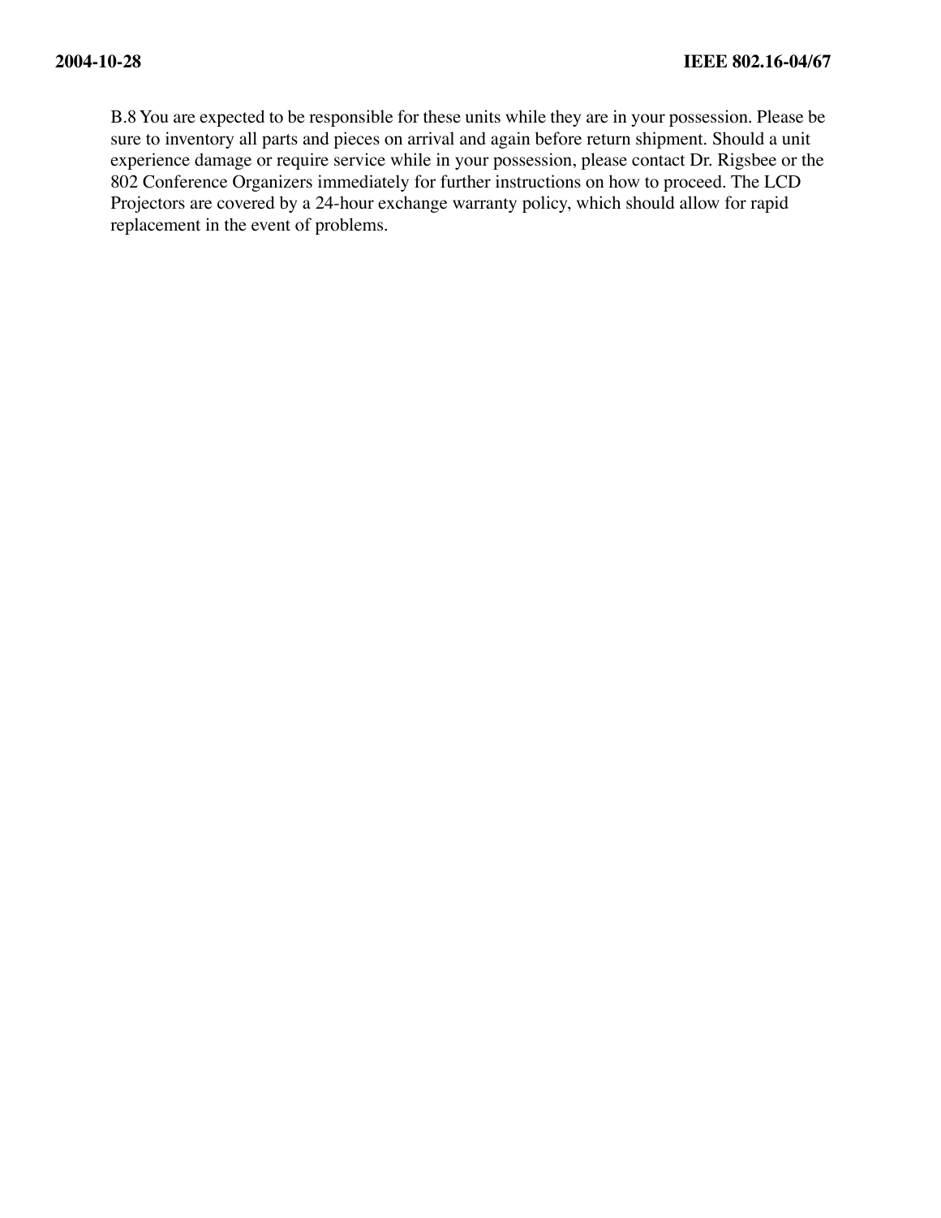B.8 You are expected to be responsible for these units while they are in your possession. Please be sure to inventory all parts and pieces on arrival and again before return shipment. Should a unit experience damage or require service while in your possession, please contact Dr. Rigsbee or the 802 Conference Organizers immediately for further instructions on how to proceed. The LCD Projectors are covered by a 24-hour exchange warranty policy, which should allow for rapid replacement in the event of problems.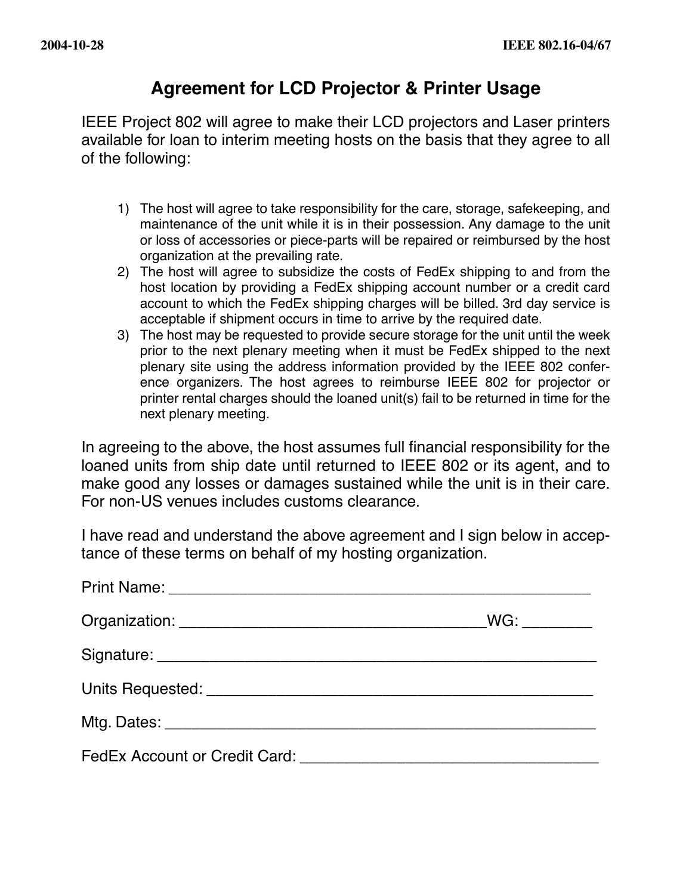# Agreement for LCD Projector & Printer Usage

IEEE Project 802 will agree to make their LCD projectors and Laser printers available for loan to interim meeting hosts on the basis that they agree to all of the following:

1) The host will agree to take responsibility for the care, storage, safekeeping, and maintenance of the unit while it is in their possession. Any damage to the unit or loss of accessories or piece-parts will be repaired or reimbursed by the host organization at the prevailing rate.
2) The host will agree to subsidize the costs of FedEx shipping to and from the host location by providing a FedEx shipping account number or a credit card account to which the FedEx shipping charges will be billed. 3rd day service is acceptable if shipment occurs in time to arrive by the required date.
3) The host may be requested to provide secure storage for the unit until the week prior to the next plenary meeting when it must be FedEx shipped to the next plenary site using the address information provided by the IEEE 802 conference organizers. The host agrees to reimburse IEEE 802 for projector or printer rental charges should the loaned unit(s) fail to be returned in time for the next plenary meeting.

In agreeing to the above, the host assumes full financial responsibility for the loaned units from ship date until returned to IEEE 802 or its agent, and to make good any losses or damages sustained while the unit is in their care. For non-US venues includes customs clearance.

I have read and understand the above agreement and I sign below in acceptance of these terms on behalf of my hosting organization.

Print Name: ______________________________________________

Organization: ___________________________________WG: ________

Signature: _______________________________________________

Units Requested: __________________________________________

Mtg. Dates: ______________________________________________

FedEx Account or Credit Card: ______________________________